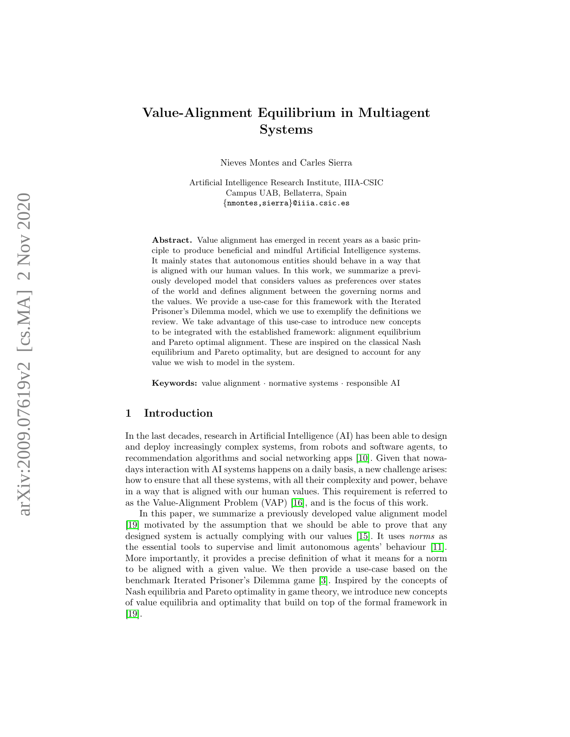# Value-Alignment Equilibrium in Multiagent Systems

Nieves Montes and Carles Sierra

Artificial Intelligence Research Institute, IIIA-CSIC
Campus UAB, Bellaterra, Spain
{nmontes,sierra}@iiia.csic.es

**Abstract.** Value alignment has emerged in recent years as a basic principle to produce beneficial and mindful Artificial Intelligence systems. It mainly states that autonomous entities should behave in a way that is aligned with our human values. In this work, we summarize a previously developed model that considers values as preferences over states of the world and defines alignment between the governing norms and the values. We provide a use-case for this framework with the Iterated Prisoner's Dilemma model, which we use to exemplify the definitions we review. We take advantage of this use-case to introduce new concepts to be integrated with the established framework: alignment equilibrium and Pareto optimal alignment. These are inspired on the classical Nash equilibrium and Pareto optimality, but are designed to account for any value we wish to model in the system.

**Keywords:** value alignment · normative systems · responsible AI

## 1 Introduction

In the last decades, research in Artificial Intelligence (AI) has been able to design and deploy increasingly complex systems, from robots and software agents, to recommendation algorithms and social networking apps [10]. Given that nowadays interaction with AI systems happens on a daily basis, a new challenge arises: how to ensure that all these systems, with all their complexity and power, behave in a way that is aligned with our human values. This requirement is referred to as the Value-Alignment Problem (VAP) [16], and is the focus of this work.

In this paper, we summarize a previously developed value alignment model [19] motivated by the assumption that we should be able to prove that any designed system is actually complying with our values [15]. It uses *norms* as the essential tools to supervise and limit autonomous agents' behaviour [11]. More importantly, it provides a precise definition of what it means for a norm to be aligned with a given value. We then provide a use-case based on the benchmark Iterated Prisoner's Dilemma game [3]. Inspired by the concepts of Nash equilibria and Pareto optimality in game theory, we introduce new concepts of value equilibria and optimality that build on top of the formal framework in [19].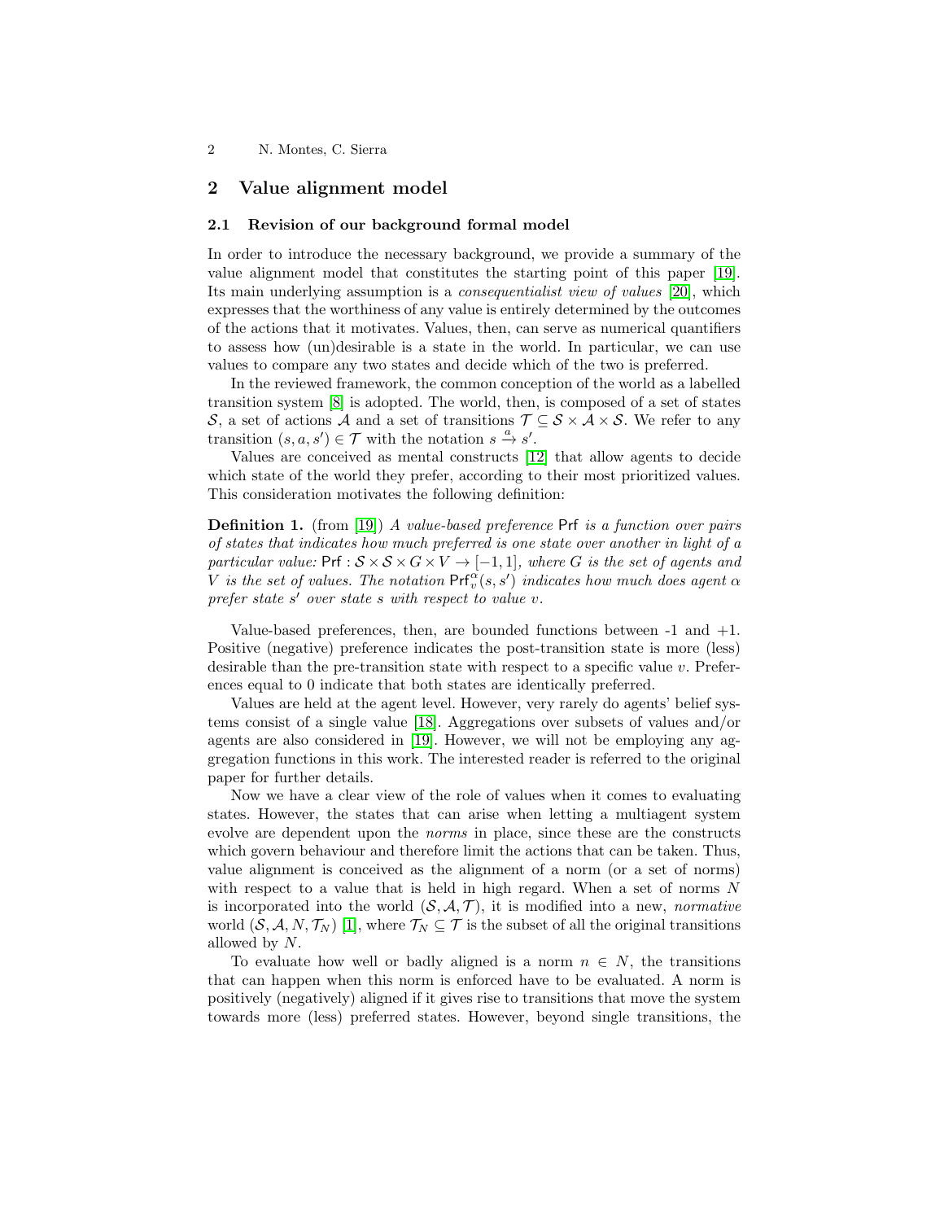## 2 Value alignment model

### 2.1 Revision of our background formal model

In order to introduce the necessary background, we provide a summary of the value alignment model that constitutes the starting point of this paper [19]. Its main underlying assumption is a *consequentialist view of values* [20], which expresses that the worthiness of any value is entirely determined by the outcomes of the actions that it motivates. Values, then, can serve as numerical quantifiers to assess how (un)desirable is a state in the world. In particular, we can use values to compare any two states and decide which of the two is preferred.

In the reviewed framework, the common conception of the world as a labelled transition system [8] is adopted. The world, then, is composed of a set of states $\mathcal{S}$, a set of actions $\mathcal{A}$ and a set of transitions $\mathcal{T} \subseteq \mathcal{S} \times \mathcal{A} \times \mathcal{S}$. We refer to any transition $(s, a, s') \in \mathcal{T}$ with the notation $s \xrightarrow{a} s'$.

Values are conceived as mental constructs [12] that allow agents to decide which state of the world they prefer, according to their most prioritized values. This consideration motivates the following definition:

**Definition 1.** (from [19]) *A value-based preference* $\mathsf{Prf}$ *is a function over pairs of states that indicates how much preferred is one state over another in light of a particular value:* $\mathsf{Prf} : \mathcal{S} \times \mathcal{S} \times G \times V \to [-1, 1]$*, where* $G$ *is the set of agents and* $V$ *is the set of values. The notation* $\mathsf{Prf}_v^\alpha(s, s')$ *indicates how much does agent* $\alpha$ *prefer state* $s'$ *over state* $s$ *with respect to value* $v$*.*

Value-based preferences, then, are bounded functions between -1 and +1. Positive (negative) preference indicates the post-transition state is more (less) desirable than the pre-transition state with respect to a specific value $v$. Preferences equal to 0 indicate that both states are identically preferred.

Values are held at the agent level. However, very rarely do agents' belief systems consist of a single value [18]. Aggregations over subsets of values and/or agents are also considered in [19]. However, we will not be employing any aggregation functions in this work. The interested reader is referred to the original paper for further details.

Now we have a clear view of the role of values when it comes to evaluating states. However, the states that can arise when letting a multiagent system evolve are dependent upon the *norms* in place, since these are the constructs which govern behaviour and therefore limit the actions that can be taken. Thus, value alignment is conceived as the alignment of a norm (or a set of norms) with respect to a value that is held in high regard. When a set of norms $N$ is incorporated into the world $(\mathcal{S}, \mathcal{A}, \mathcal{T})$, it is modified into a new, *normative* world $(\mathcal{S}, \mathcal{A}, N, \mathcal{T}_N)$ [1], where $\mathcal{T}_N \subseteq \mathcal{T}$ is the subset of all the original transitions allowed by $N$.

To evaluate how well or badly aligned is a norm $n \in N$, the transitions that can happen when this norm is enforced have to be evaluated. A norm is positively (negatively) aligned if it gives rise to transitions that move the system towards more (less) preferred states. However, beyond single transitions, the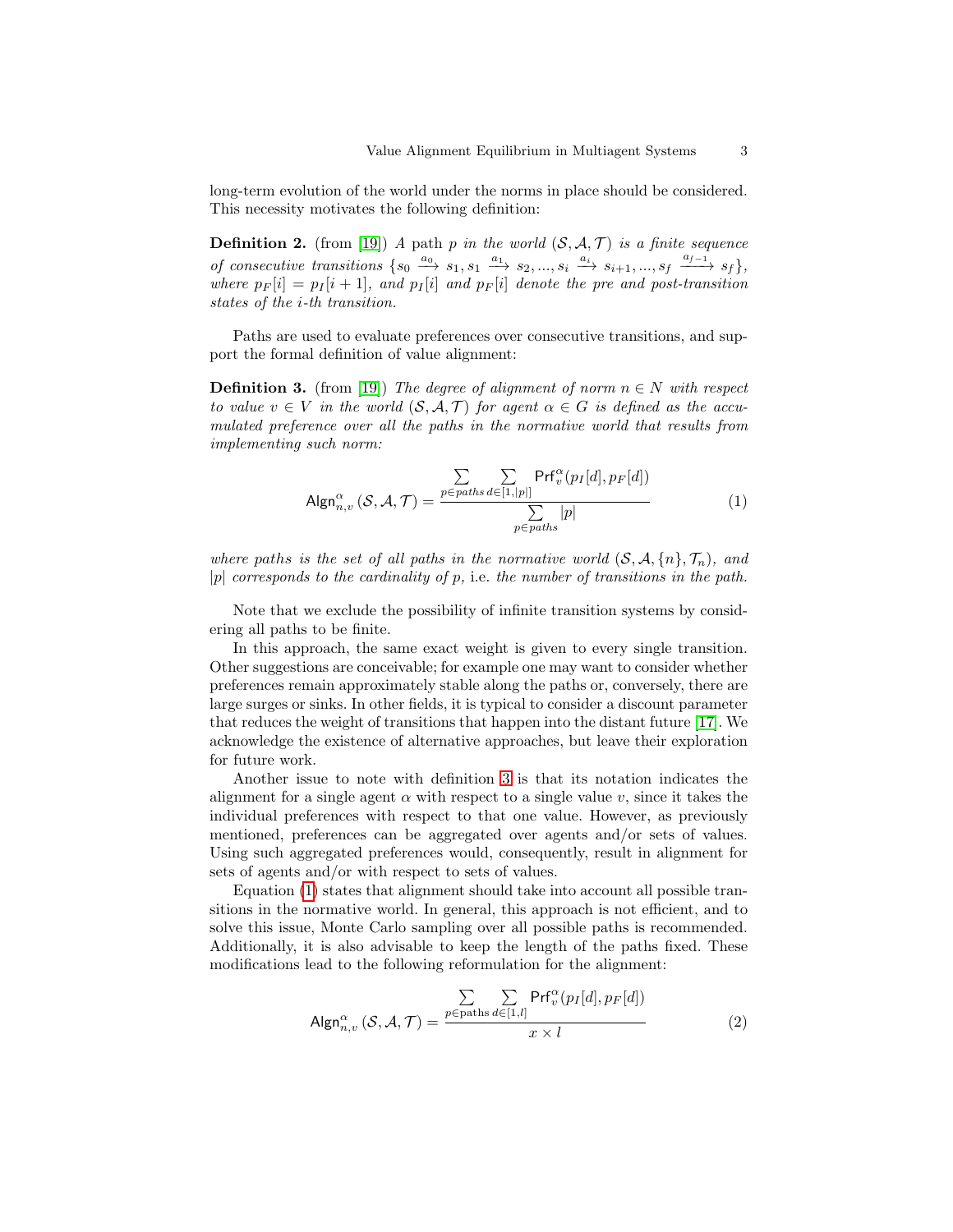long-term evolution of the world under the norms in place should be considered. This necessity motivates the following definition:

**Definition 2.** (from [19]) *A* path *p in the world* $(\mathcal{S}, \mathcal{A}, \mathcal{T})$ *is a finite sequence of consecutive transitions* $\{s_0 \xrightarrow{a_0} s_1, s_1 \xrightarrow{a_1} s_2, ..., s_i \xrightarrow{a_i} s_{i+1}, ..., s_f \xrightarrow{a_{f-1}} s_f\}$*, where* $p_F[i] = p_I[i+1]$*, and* $p_I[i]$ *and* $p_F[i]$ *denote the pre and post-transition states of the i-th transition.*

Paths are used to evaluate preferences over consecutive transitions, and support the formal definition of value alignment:

**Definition 3.** (from [19]) *The degree of alignment of norm* $n \in N$ *with respect to value* $v \in V$ *in the world* $(\mathcal{S}, \mathcal{A}, \mathcal{T})$ *for agent* $\alpha \in G$ *is defined as the accumulated preference over all the paths in the normative world that results from implementing such norm:*

$$\mathsf{Algn}^{\alpha}_{n,v}(\mathcal{S}, \mathcal{A}, \mathcal{T}) = \frac{\sum\limits_{p \in paths} \sum\limits_{d \in [1,|p|]} \mathsf{Prf}^{\alpha}_{v}(p_I[d], p_F[d])}{\sum\limits_{p \in paths} |p|} \tag{1}$$

*where paths is the set of all paths in the normative world* $(\mathcal{S}, \mathcal{A}, \{n\}, \mathcal{T}_n)$*, and* $|p|$ *corresponds to the cardinality of p,* i.e. *the number of transitions in the path.*

Note that we exclude the possibility of infinite transition systems by considering all paths to be finite.

In this approach, the same exact weight is given to every single transition. Other suggestions are conceivable; for example one may want to consider whether preferences remain approximately stable along the paths or, conversely, there are large surges or sinks. In other fields, it is typical to consider a discount parameter that reduces the weight of transitions that happen into the distant future [17]. We acknowledge the existence of alternative approaches, but leave their exploration for future work.

Another issue to note with definition 3 is that its notation indicates the alignment for a single agent $\alpha$ with respect to a single value $v$, since it takes the individual preferences with respect to that one value. However, as previously mentioned, preferences can be aggregated over agents and/or sets of values. Using such aggregated preferences would, consequently, result in alignment for sets of agents and/or with respect to sets of values.

Equation (1) states that alignment should take into account all possible transitions in the normative world. In general, this approach is not efficient, and to solve this issue, Monte Carlo sampling over all possible paths is recommended. Additionally, it is also advisable to keep the length of the paths fixed. These modifications lead to the following reformulation for the alignment:

$$\mathsf{Algn}^{\alpha}_{n,v}(\mathcal{S}, \mathcal{A}, \mathcal{T}) = \frac{\sum\limits_{p \in \text{paths}} \sum\limits_{d \in [1,l]} \mathsf{Prf}^{\alpha}_{v}(p_I[d], p_F[d])}{x \times l} \tag{2}$$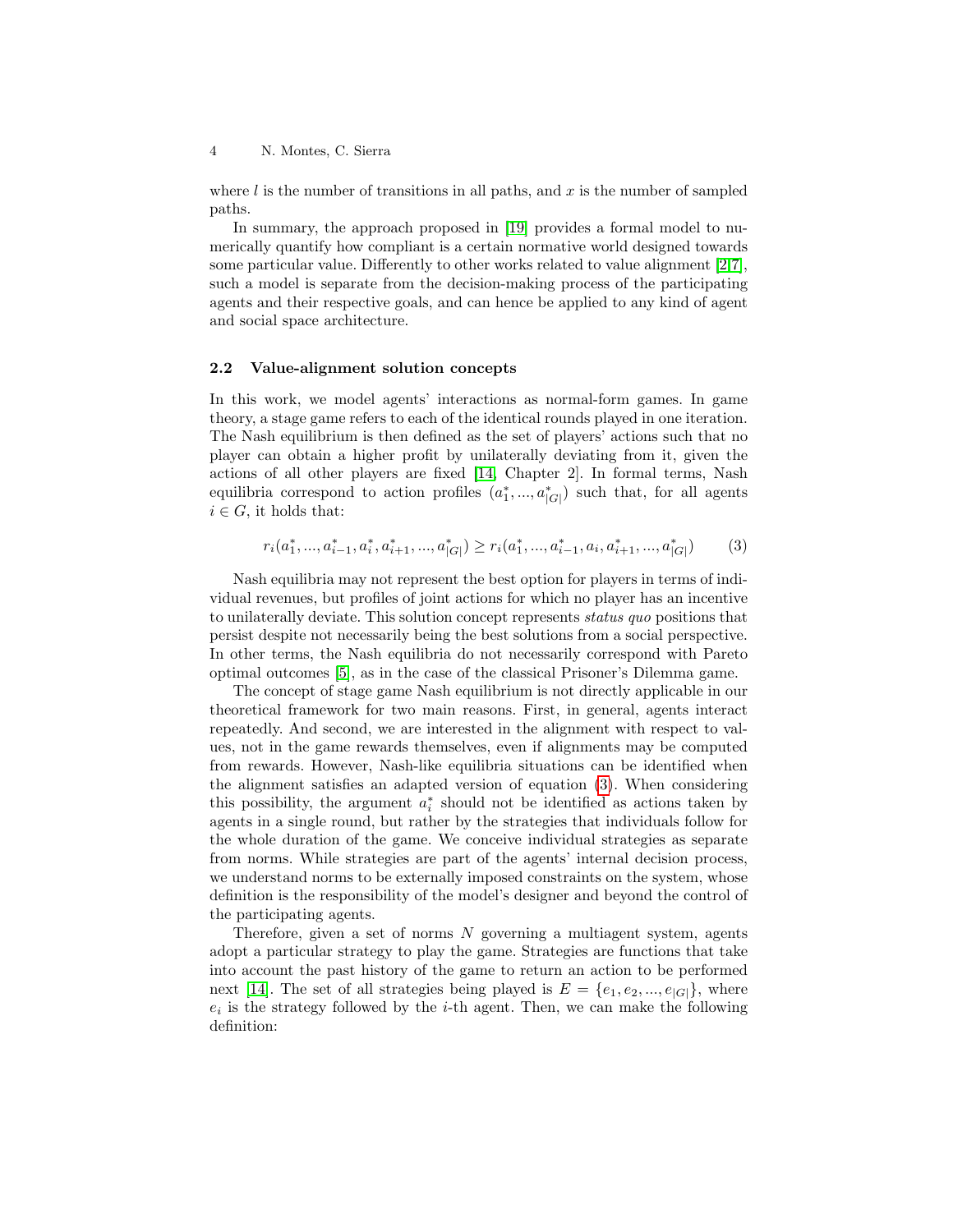where $l$ is the number of transitions in all paths, and $x$ is the number of sampled paths.

In summary, the approach proposed in [19] provides a formal model to numerically quantify how compliant is a certain normative world designed towards some particular value. Differently to other works related to value alignment [2,7], such a model is separate from the decision-making process of the participating agents and their respective goals, and can hence be applied to any kind of agent and social space architecture.

### 2.2 Value-alignment solution concepts

In this work, we model agents' interactions as normal-form games. In game theory, a stage game refers to each of the identical rounds played in one iteration. The Nash equilibrium is then defined as the set of players' actions such that no player can obtain a higher profit by unilaterally deviating from it, given the actions of all other players are fixed [14, Chapter 2]. In formal terms, Nash equilibria correspond to action profiles $(a_1^*, ..., a_{|G|}^*)$ such that, for all agents $i \in G$, it holds that:

$$r_i(a_1^*, ..., a_{i-1}^*, a_i^*, a_{i+1}^*, ..., a_{|G|}^*) \geq r_i(a_1^*, ..., a_{i-1}^*, a_i, a_{i+1}^*, ..., a_{|G|}^*) \tag{3}$$

Nash equilibria may not represent the best option for players in terms of individual revenues, but profiles of joint actions for which no player has an incentive to unilaterally deviate. This solution concept represents *status quo* positions that persist despite not necessarily being the best solutions from a social perspective. In other terms, the Nash equilibria do not necessarily correspond with Pareto optimal outcomes [5], as in the case of the classical Prisoner's Dilemma game.

The concept of stage game Nash equilibrium is not directly applicable in our theoretical framework for two main reasons. First, in general, agents interact repeatedly. And second, we are interested in the alignment with respect to values, not in the game rewards themselves, even if alignments may be computed from rewards. However, Nash-like equilibria situations can be identified when the alignment satisfies an adapted version of equation (3). When considering this possibility, the argument $a_i^*$ should not be identified as actions taken by agents in a single round, but rather by the strategies that individuals follow for the whole duration of the game. We conceive individual strategies as separate from norms. While strategies are part of the agents' internal decision process, we understand norms to be externally imposed constraints on the system, whose definition is the responsibility of the model's designer and beyond the control of the participating agents.

Therefore, given a set of norms $N$ governing a multiagent system, agents adopt a particular strategy to play the game. Strategies are functions that take into account the past history of the game to return an action to be performed next [14]. The set of all strategies being played is $E = \{e_1, e_2, ..., e_{|G|}\}$, where $e_i$ is the strategy followed by the $i$-th agent. Then, we can make the following definition: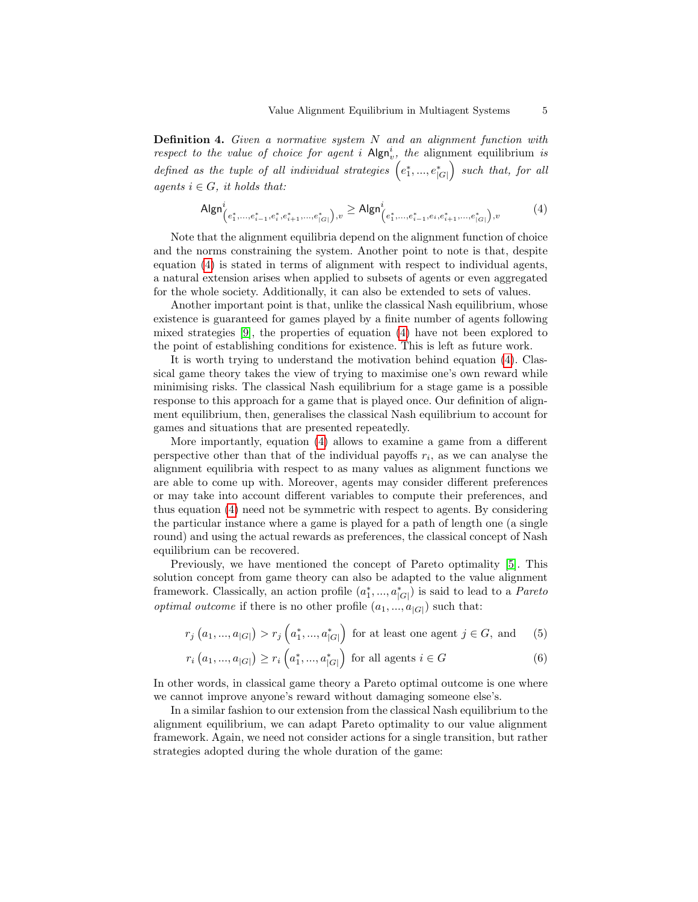**Definition 4.** *Given a normative system $N$ and an alignment function with respect to the value of choice for agent $i$ $\mathsf{Algn}^i_v$, the* alignment equilibrium *is defined as the tuple of all individual strategies $\left(e^*_1, ..., e^*_{|G|}\right)$ such that, for all agents $i \in G$, it holds that:*

$$\mathsf{Algn}^i_{\left(e^*_1,...,e^*_{i-1},e^*_i,e^*_{i+1},...,e^*_{|G|}\right),v} \geq \mathsf{Algn}^i_{\left(e^*_1,...,e^*_{i-1},e_i,e^*_{i+1},...,e^*_{|G|}\right),v} \tag{4}$$

Note that the alignment equilibria depend on the alignment function of choice and the norms constraining the system. Another point to note is that, despite equation (4) is stated in terms of alignment with respect to individual agents, a natural extension arises when applied to subsets of agents or even aggregated for the whole society. Additionally, it can also be extended to sets of values.

Another important point is that, unlike the classical Nash equilibrium, whose existence is guaranteed for games played by a finite number of agents following mixed strategies [9], the properties of equation (4) have not been explored to the point of establishing conditions for existence. This is left as future work.

It is worth trying to understand the motivation behind equation (4). Classical game theory takes the view of trying to maximise one's own reward while minimising risks. The classical Nash equilibrium for a stage game is a possible response to this approach for a game that is played once. Our definition of alignment equilibrium, then, generalises the classical Nash equilibrium to account for games and situations that are presented repeatedly.

More importantly, equation (4) allows to examine a game from a different perspective other than that of the individual payoffs $r_i$, as we can analyse the alignment equilibria with respect to as many values as alignment functions we are able to come up with. Moreover, agents may consider different preferences or may take into account different variables to compute their preferences, and thus equation (4) need not be symmetric with respect to agents. By considering the particular instance where a game is played for a path of length one (a single round) and using the actual rewards as preferences, the classical concept of Nash equilibrium can be recovered.

Previously, we have mentioned the concept of Pareto optimality [5]. This solution concept from game theory can also be adapted to the value alignment framework. Classically, an action profile $(a^*_1, ..., a^*_{|G|})$ is said to lead to a *Pareto optimal outcome* if there is no other profile $(a_1, ..., a_{|G|})$ such that:

$$r_j\left(a_1, ..., a_{|G|}\right) > r_j\left(a^*_1, ..., a^*_{|G|}\right) \text{ for at least one agent } j \in G, \text{ and} \tag{5}$$

$$r_i\left(a_1, ..., a_{|G|}\right) \geq r_i\left(a^*_1, ..., a^*_{|G|}\right) \text{ for all agents } i \in G \tag{6}$$

In other words, in classical game theory a Pareto optimal outcome is one where we cannot improve anyone's reward without damaging someone else's.

In a similar fashion to our extension from the classical Nash equilibrium to the alignment equilibrium, we can adapt Pareto optimality to our value alignment framework. Again, we need not consider actions for a single transition, but rather strategies adopted during the whole duration of the game: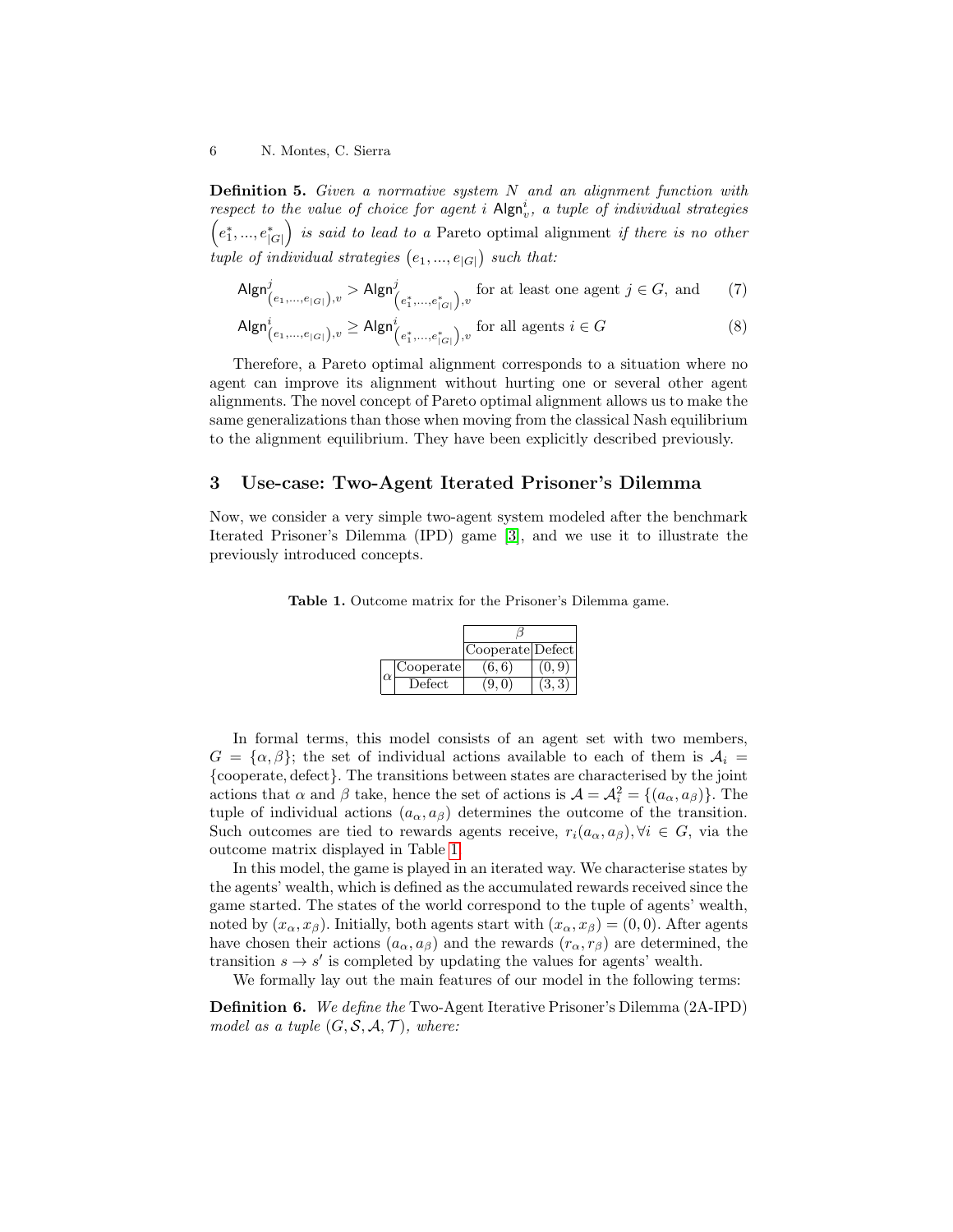**Definition 5.** *Given a normative system $N$ and an alignment function with respect to the value of choice for agent $i$ $\mathsf{Algn}^i_v$, a tuple of individual strategies $\left(e^*_1, ..., e^*_{|G|}\right)$ is said to lead to a* Pareto optimal alignment *if there is no other tuple of individual strategies $\left(e_1, ..., e_{|G|}\right)$ such that:*

$$\mathsf{Algn}^j_{\left(e_1,...,e_{|G|}\right),v} > \mathsf{Algn}^j_{\left(e^*_1,...,e^*_{|G|}\right),v} \text{ for at least one agent } j \in G, \text{ and} \tag{7}$$

$$\mathsf{Algn}^i_{\left(e_1,...,e_{|G|}\right),v} \geq \mathsf{Algn}^i_{\left(e^*_1,...,e^*_{|G|}\right),v} \text{ for all agents } i \in G \tag{8}$$

Therefore, a Pareto optimal alignment corresponds to a situation where no agent can improve its alignment without hurting one or several other agent alignments. The novel concept of Pareto optimal alignment allows us to make the same generalizations than those when moving from the classical Nash equilibrium to the alignment equilibrium. They have been explicitly described previously.

## 3 Use-case: Two-Agent Iterated Prisoner's Dilemma

Now, we consider a very simple two-agent system modeled after the benchmark Iterated Prisoner's Dilemma (IPD) game [3], and we use it to illustrate the previously introduced concepts.

**Table 1.** Outcome matrix for the Prisoner's Dilemma game.

| | | $\beta$ | |
|---|---|---|---|
| | | Cooperate | Defect |
| $\alpha$ | Cooperate | $(6,6)$ | $(0,9)$ |
| | Defect | $(9,0)$ | $(3,3)$ |

In formal terms, this model consists of an agent set with two members, $G = \{\alpha, \beta\}$; the set of individual actions available to each of them is $\mathcal{A}_i = \{\text{cooperate}, \text{defect}\}$. The transitions between states are characterised by the joint actions that $\alpha$ and $\beta$ take, hence the set of actions is $\mathcal{A} = \mathcal{A}_i^2 = \{(a_\alpha, a_\beta)\}$. The tuple of individual actions $(a_\alpha, a_\beta)$ determines the outcome of the transition. Such outcomes are tied to rewards agents receive, $r_i(a_\alpha, a_\beta), \forall i \in G$, via the outcome matrix displayed in Table 1.

In this model, the game is played in an iterated way. We characterise states by the agents' wealth, which is defined as the accumulated rewards received since the game started. The states of the world correspond to the tuple of agents' wealth, noted by $(x_\alpha, x_\beta)$. Initially, both agents start with $(x_\alpha, x_\beta) = (0, 0)$. After agents have chosen their actions $(a_\alpha, a_\beta)$ and the rewards $(r_\alpha, r_\beta)$ are determined, the transition $s \to s'$ is completed by updating the values for agents' wealth.

We formally lay out the main features of our model in the following terms:

**Definition 6.** *We define the* Two-Agent Iterative Prisoner's Dilemma (2A-IPD) *model as a tuple $(G, \mathcal{S}, \mathcal{A}, \mathcal{T})$, where:*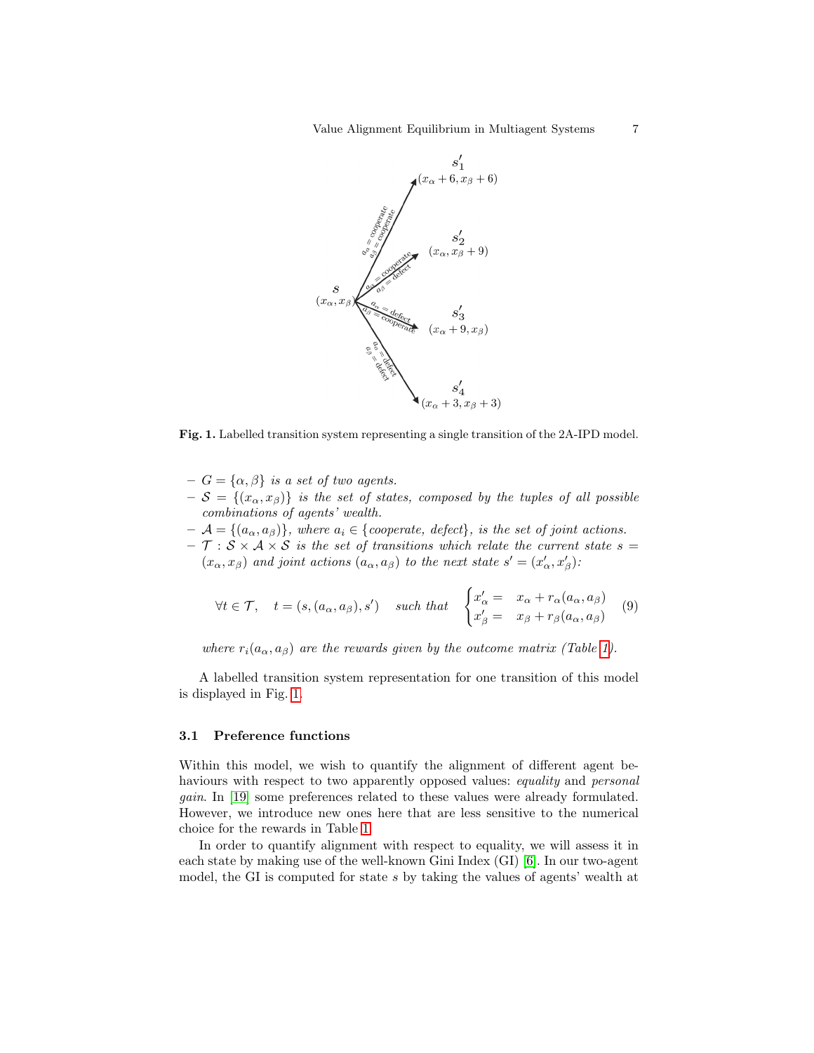**Fig. 1.** Labelled transition system representing a single transition of the 2A-IPD model.

- $G = \{\alpha, \beta\}$ *is a set of two agents.*
- $\mathcal{S} = \{(x_\alpha, x_\beta)\}$ *is the set of states, composed by the tuples of all possible combinations of agents' wealth.*
- $\mathcal{A} = \{(a_\alpha, a_\beta)\}$*, where* $a_i \in \{cooperate,\ defect\}$*, is the set of joint actions.*
- $\mathcal{T} : \mathcal{S} \times \mathcal{A} \times \mathcal{S}$ *is the set of transitions which relate the current state* $s = (x_\alpha, x_\beta)$ *and joint actions* $(a_\alpha, a_\beta)$ *to the next state* $s' = (x'_\alpha, x'_\beta)$*:*

$$\forall t \in \mathcal{T}, \quad t = (s, (a_\alpha, a_\beta), s') \quad \textit{such that} \quad \begin{cases} x'_\alpha = & x_\alpha + r_\alpha(a_\alpha, a_\beta) \\ x'_\beta = & x_\beta + r_\beta(a_\alpha, a_\beta) \end{cases} \tag{9}$$

*where* $r_i(a_\alpha, a_\beta)$ *are the rewards given by the outcome matrix (Table 1).*

A labelled transition system representation for one transition of this model is displayed in Fig. 1.

### 3.1 Preference functions

Within this model, we wish to quantify the alignment of different agent behaviours with respect to two apparently opposed values: *equality* and *personal gain*. In [19] some preferences related to these values were already formulated. However, we introduce new ones here that are less sensitive to the numerical choice for the rewards in Table 1.

In order to quantify alignment with respect to equality, we will assess it in each state by making use of the well-known Gini Index (GI) [6]. In our two-agent model, the GI is computed for state $s$ by taking the values of agents' wealth at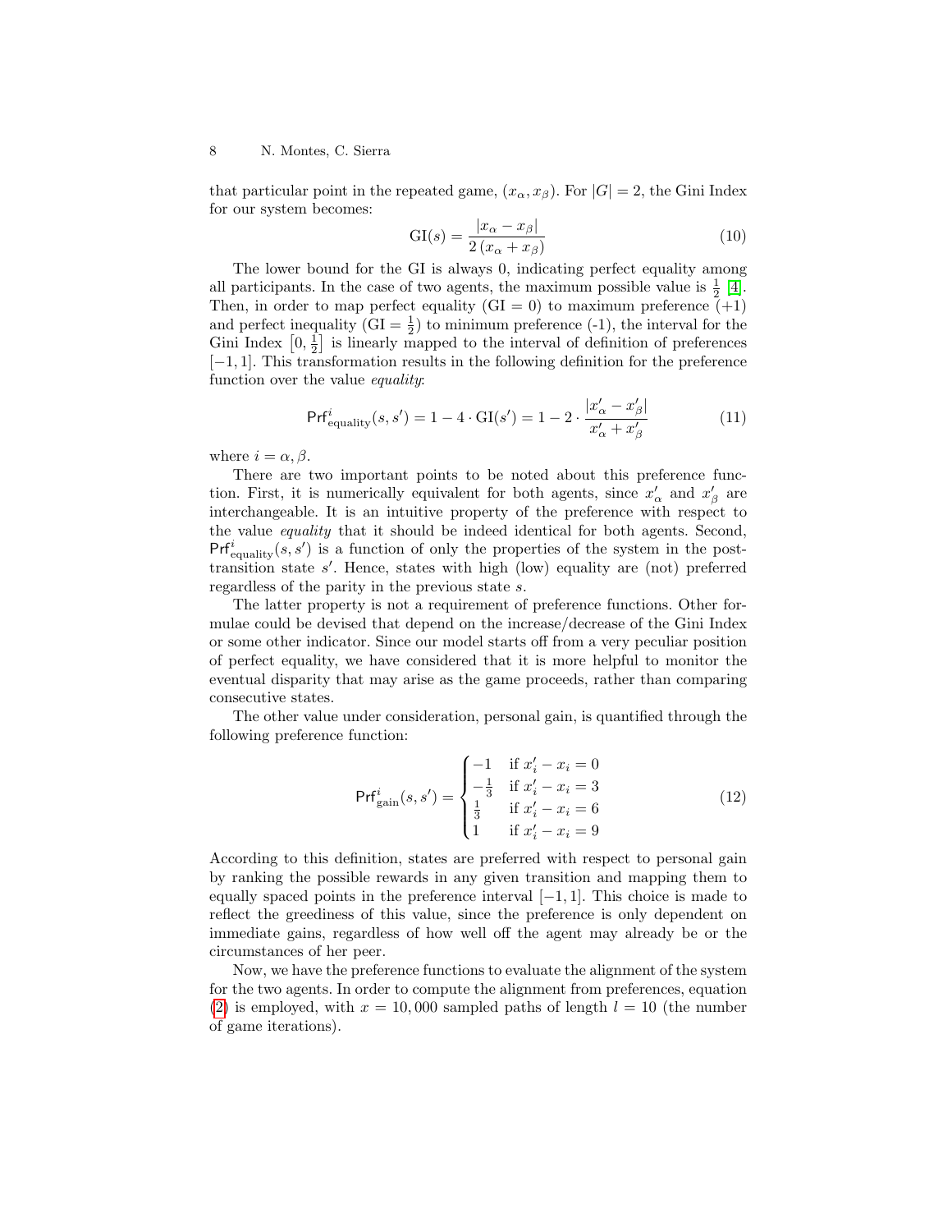that particular point in the repeated game, $(x_\alpha, x_\beta)$. For $|G| = 2$, the Gini Index for our system becomes:

$$\text{GI}(s) = \frac{|x_\alpha - x_\beta|}{2\,(x_\alpha + x_\beta)} \tag{10}$$

The lower bound for the GI is always 0, indicating perfect equality among all participants. In the case of two agents, the maximum possible value is $\frac{1}{2}$ [4]. Then, in order to map perfect equality (GI = 0) to maximum preference (+1) and perfect inequality (GI = $\frac{1}{2}$) to minimum preference (-1), the interval for the Gini Index $\left[0, \frac{1}{2}\right]$ is linearly mapped to the interval of definition of preferences $[-1, 1]$. This transformation results in the following definition for the preference function over the value *equality*:

$$\mathsf{Prf}^i_{\text{equality}}(s, s') = 1 - 4 \cdot \text{GI}(s') = 1 - 2 \cdot \frac{|x'_\alpha - x'_\beta|}{x'_\alpha + x'_\beta} \tag{11}$$

where $i = \alpha, \beta$.

There are two important points to be noted about this preference function. First, it is numerically equivalent for both agents, since $x'_\alpha$ and $x'_\beta$ are interchangeable. It is an intuitive property of the preference with respect to the value *equality* that it should be indeed identical for both agents. Second, $\mathsf{Prf}^i_{\text{equality}}(s, s')$ is a function of only the properties of the system in the post-transition state $s'$. Hence, states with high (low) equality are (not) preferred regardless of the parity in the previous state $s$.

The latter property is not a requirement of preference functions. Other formulae could be devised that depend on the increase/decrease of the Gini Index or some other indicator. Since our model starts off from a very peculiar position of perfect equality, we have considered that it is more helpful to monitor the eventual disparity that may arise as the game proceeds, rather than comparing consecutive states.

The other value under consideration, personal gain, is quantified through the following preference function:

$$\mathsf{Prf}^i_{\text{gain}}(s, s') = \begin{cases} -1 & \text{if } x'_i - x_i = 0 \\ -\frac{1}{3} & \text{if } x'_i - x_i = 3 \\ \frac{1}{3} & \text{if } x'_i - x_i = 6 \\ 1 & \text{if } x'_i - x_i = 9 \end{cases} \tag{12}$$

According to this definition, states are preferred with respect to personal gain by ranking the possible rewards in any given transition and mapping them to equally spaced points in the preference interval $[-1, 1]$. This choice is made to reflect the greediness of this value, since the preference is only dependent on immediate gains, regardless of how well off the agent may already be or the circumstances of her peer.

Now, we have the preference functions to evaluate the alignment of the system for the two agents. In order to compute the alignment from preferences, equation (2) is employed, with $x = 10,000$ sampled paths of length $l = 10$ (the number of game iterations).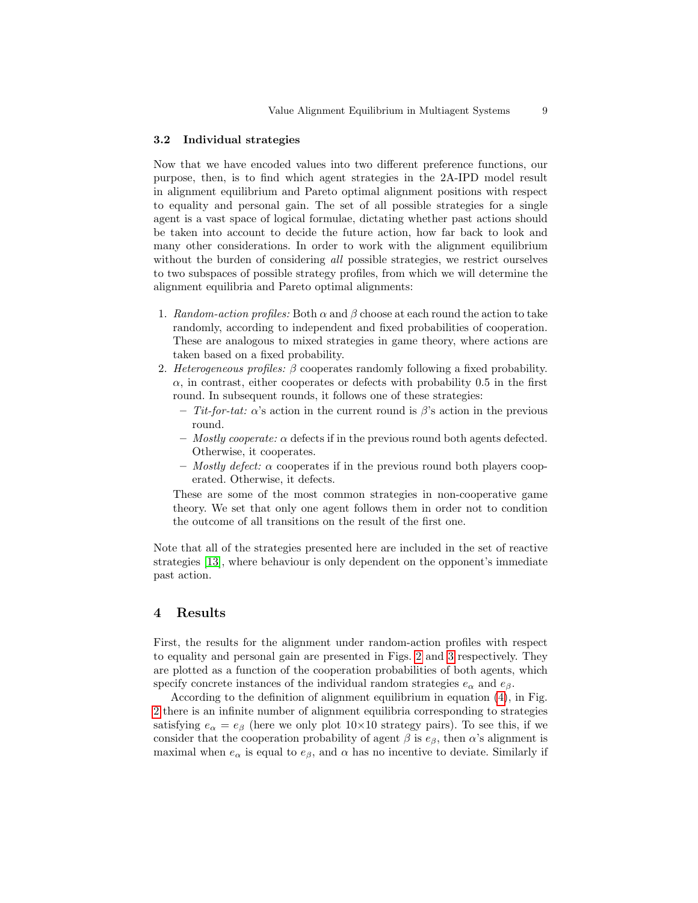### 3.2 Individual strategies

Now that we have encoded values into two different preference functions, our purpose, then, is to find which agent strategies in the 2A-IPD model result in alignment equilibrium and Pareto optimal alignment positions with respect to equality and personal gain. The set of all possible strategies for a single agent is a vast space of logical formulae, dictating whether past actions should be taken into account to decide the future action, how far back to look and many other considerations. In order to work with the alignment equilibrium without the burden of considering *all* possible strategies, we restrict ourselves to two subspaces of possible strategy profiles, from which we will determine the alignment equilibria and Pareto optimal alignments:

1. *Random-action profiles:* Both $\alpha$ and $\beta$ choose at each round the action to take randomly, according to independent and fixed probabilities of cooperation. These are analogous to mixed strategies in game theory, where actions are taken based on a fixed probability.
2. *Heterogeneous profiles:* $\beta$ cooperates randomly following a fixed probability. $\alpha$, in contrast, either cooperates or defects with probability 0.5 in the first round. In subsequent rounds, it follows one of these strategies:
   - *Tit-for-tat:* $\alpha$'s action in the current round is $\beta$'s action in the previous round.
   - *Mostly cooperate:* $\alpha$ defects if in the previous round both agents defected. Otherwise, it cooperates.
   - *Mostly defect:* $\alpha$ cooperates if in the previous round both players cooperated. Otherwise, it defects.

   These are some of the most common strategies in non-cooperative game theory. We set that only one agent follows them in order not to condition the outcome of all transitions on the result of the first one.

Note that all of the strategies presented here are included in the set of reactive strategies [13], where behaviour is only dependent on the opponent's immediate past action.

## 4 Results

First, the results for the alignment under random-action profiles with respect to equality and personal gain are presented in Figs. 2 and 3 respectively. They are plotted as a function of the cooperation probabilities of both agents, which specify concrete instances of the individual random strategies $e_\alpha$ and $e_\beta$.

According to the definition of alignment equilibrium in equation (4), in Fig. 2 there is an infinite number of alignment equilibria corresponding to strategies satisfying $e_\alpha = e_\beta$ (here we only plot $10\times10$ strategy pairs). To see this, if we consider that the cooperation probability of agent $\beta$ is $e_\beta$, then $\alpha$'s alignment is maximal when $e_\alpha$ is equal to $e_\beta$, and $\alpha$ has no incentive to deviate. Similarly if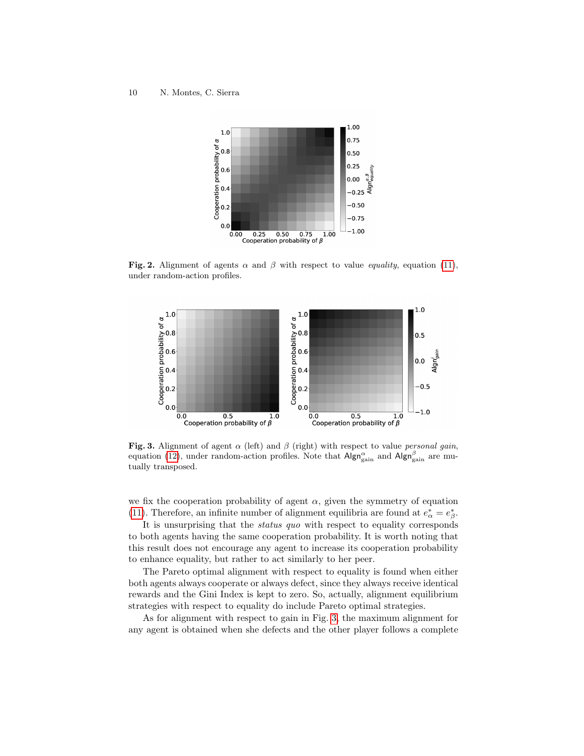**Fig. 2.** Alignment of agents $\alpha$ and $\beta$ with respect to value *equality*, equation (11), under random-action profiles.

**Fig. 3.** Alignment of agent $\alpha$ (left) and $\beta$ (right) with respect to value *personal gain*, equation (12), under random-action profiles. Note that $\mathsf{Algn}^{\alpha}_{\text{gain}}$ and $\mathsf{Algn}^{\beta}_{\text{gain}}$ are mutually transposed.

we fix the cooperation probability of agent $\alpha$, given the symmetry of equation (11). Therefore, an infinite number of alignment equilibria are found at $e^*_\alpha = e^*_\beta$.

It is unsurprising that the *status quo* with respect to equality corresponds to both agents having the same cooperation probability. It is worth noting that this result does not encourage any agent to increase its cooperation probability to enhance equality, but rather to act similarly to her peer.

The Pareto optimal alignment with respect to equality is found when either both agents always cooperate or always defect, since they always receive identical rewards and the Gini Index is kept to zero. So, actually, alignment equilibrium strategies with respect to equality do include Pareto optimal strategies.

As for alignment with respect to gain in Fig. 3, the maximum alignment for any agent is obtained when she defects and the other player follows a complete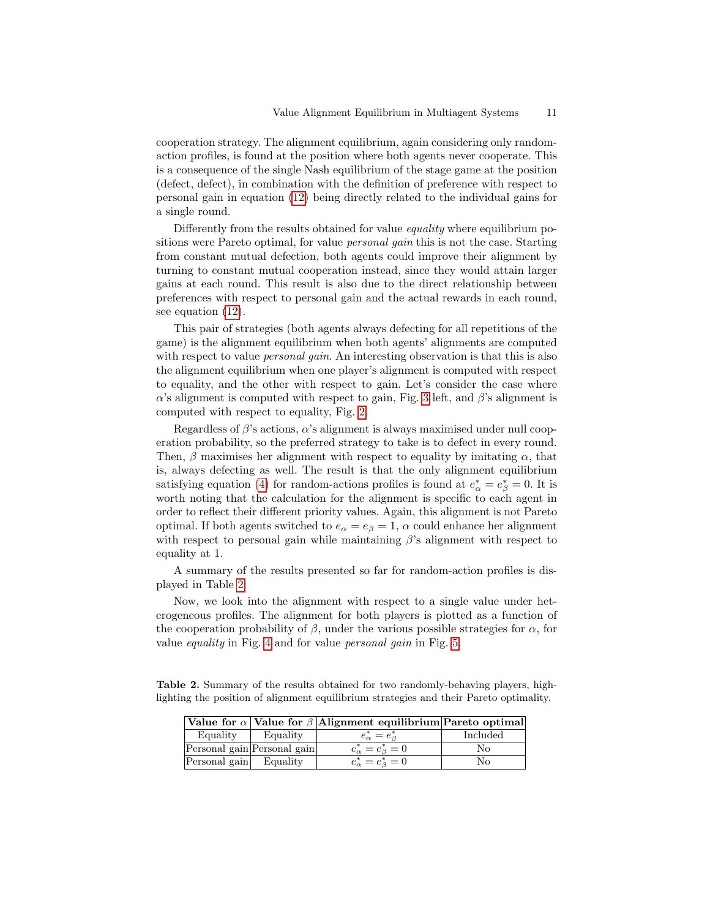cooperation strategy. The alignment equilibrium, again considering only random-action profiles, is found at the position where both agents never cooperate. This is a consequence of the single Nash equilibrium of the stage game at the position (defect, defect), in combination with the definition of preference with respect to personal gain in equation (12) being directly related to the individual gains for a single round.

Differently from the results obtained for value *equality* where equilibrium positions were Pareto optimal, for value *personal gain* this is not the case. Starting from constant mutual defection, both agents could improve their alignment by turning to constant mutual cooperation instead, since they would attain larger gains at each round. This result is also due to the direct relationship between preferences with respect to personal gain and the actual rewards in each round, see equation (12).

This pair of strategies (both agents always defecting for all repetitions of the game) is the alignment equilibrium when both agents' alignments are computed with respect to value *personal gain*. An interesting observation is that this is also the alignment equilibrium when one player's alignment is computed with respect to equality, and the other with respect to gain. Let's consider the case where $\alpha$'s alignment is computed with respect to gain, Fig. 3 left, and $\beta$'s alignment is computed with respect to equality, Fig. 2.

Regardless of $\beta$'s actions, $\alpha$'s alignment is always maximised under null cooperation probability, so the preferred strategy to take is to defect in every round. Then, $\beta$ maximises her alignment with respect to equality by imitating $\alpha$, that is, always defecting as well. The result is that the only alignment equilibrium satisfying equation (4) for random-actions profiles is found at $e^*_\alpha = e^*_\beta = 0$. It is worth noting that the calculation for the alignment is specific to each agent in order to reflect their different priority values. Again, this alignment is not Pareto optimal. If both agents switched to $e_\alpha = e_\beta = 1$, $\alpha$ could enhance her alignment with respect to personal gain while maintaining $\beta$'s alignment with respect to equality at 1.

A summary of the results presented so far for random-action profiles is displayed in Table 2.

Now, we look into the alignment with respect to a single value under heterogeneous profiles. The alignment for both players is plotted as a function of the cooperation probability of $\beta$, under the various possible strategies for $\alpha$, for value *equality* in Fig. 4 and for value *personal gain* in Fig. 5.

**Table 2.** Summary of the results obtained for two randomly-behaving players, highlighting the position of alignment equilibrium strategies and their Pareto optimality.

| Value for $\alpha$ | Value for $\beta$ | Alignment equilibrium | Pareto optimal |
|---|---|---|---|
| Equality | Equality | $e^*_\alpha = e^*_\beta$ | Included |
| Personal gain | Personal gain | $e^*_\alpha = e^*_\beta = 0$ | No |
| Personal gain | Equality | $e^*_\alpha = e^*_\beta = 0$ | No |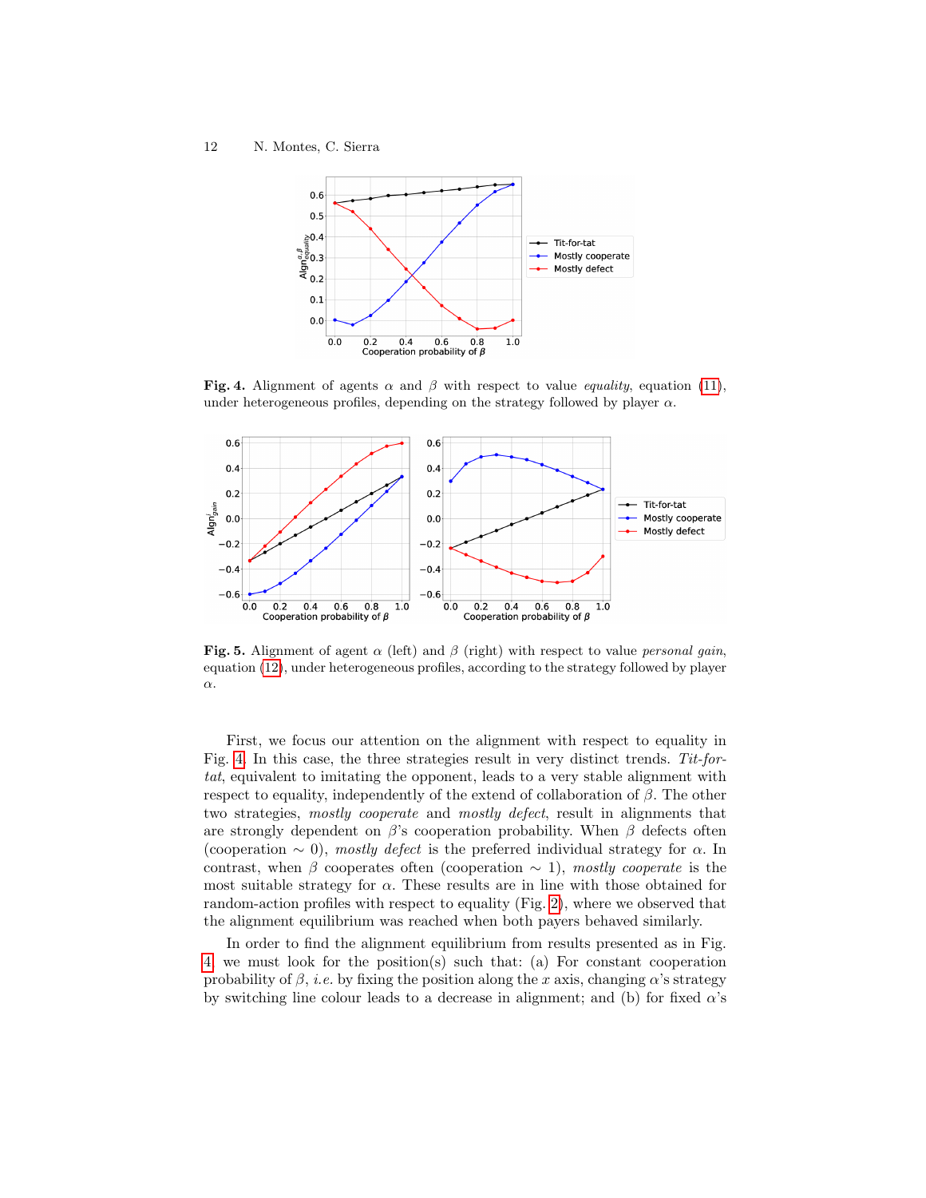**Fig. 4.** Alignment of agents $\alpha$ and $\beta$ with respect to value *equality*, equation (11), under heterogeneous profiles, depending on the strategy followed by player $\alpha$.

**Fig. 5.** Alignment of agent $\alpha$ (left) and $\beta$ (right) with respect to value *personal gain*, equation (12), under heterogeneous profiles, according to the strategy followed by player $\alpha$.

First, we focus our attention on the alignment with respect to equality in Fig. 4. In this case, the three strategies result in very distinct trends. *Tit-for-tat*, equivalent to imitating the opponent, leads to a very stable alignment with respect to equality, independently of the extend of collaboration of $\beta$. The other two strategies, *mostly cooperate* and *mostly defect*, result in alignments that are strongly dependent on $\beta$'s cooperation probability. When $\beta$ defects often (cooperation $\sim 0$), *mostly defect* is the preferred individual strategy for $\alpha$. In contrast, when $\beta$ cooperates often (cooperation $\sim 1$), *mostly cooperate* is the most suitable strategy for $\alpha$. These results are in line with those obtained for random-action profiles with respect to equality (Fig. 2), where we observed that the alignment equilibrium was reached when both payers behaved similarly.

In order to find the alignment equilibrium from results presented as in Fig. 4 we must look for the position(s) such that: (a) For constant cooperation probability of $\beta$, *i.e.* by fixing the position along the $x$ axis, changing $\alpha$'s strategy by switching line colour leads to a decrease in alignment; and (b) for fixed $\alpha$'s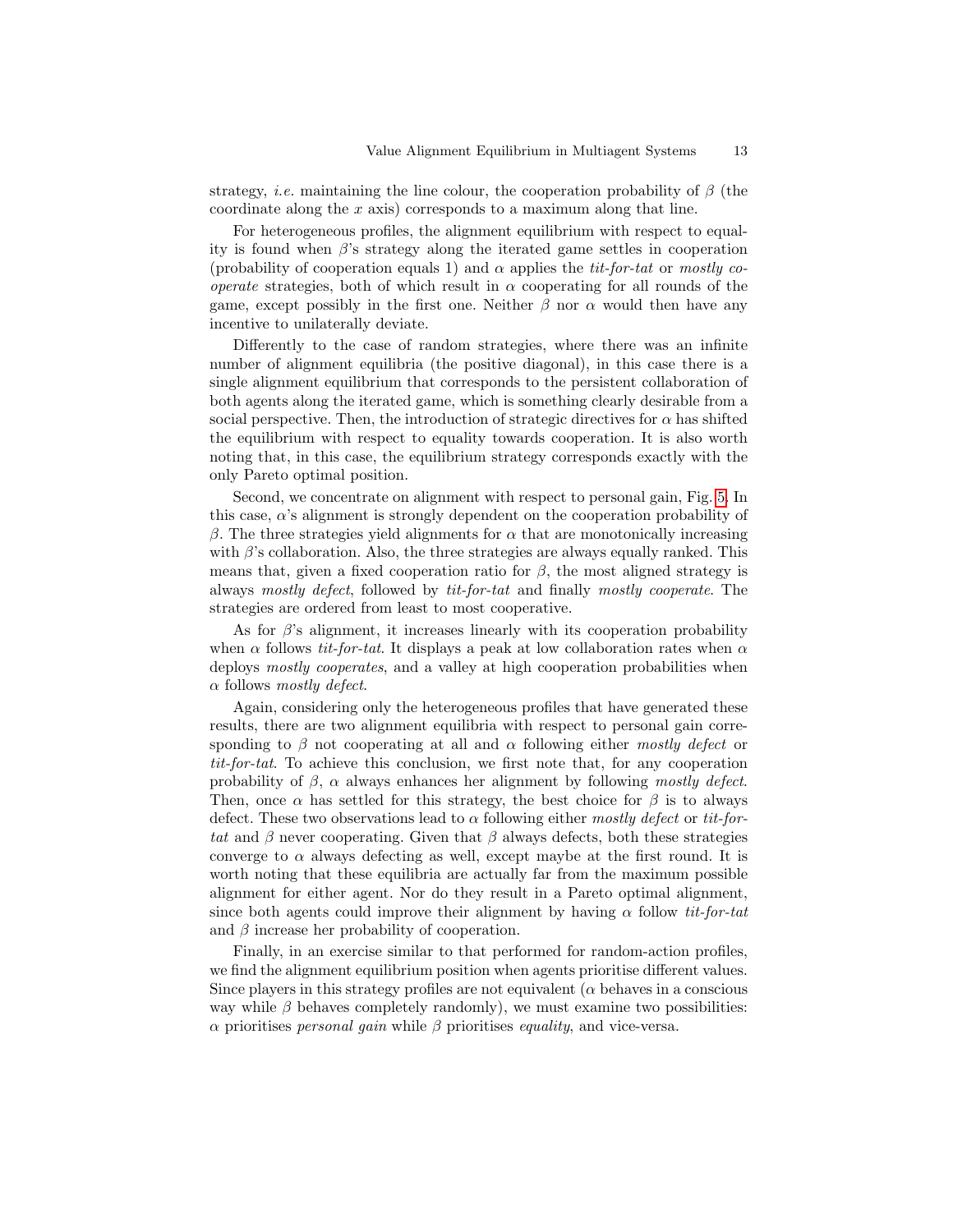strategy, *i.e.* maintaining the line colour, the cooperation probability of $\beta$ (the coordinate along the $x$ axis) corresponds to a maximum along that line.

For heterogeneous profiles, the alignment equilibrium with respect to equality is found when $\beta$'s strategy along the iterated game settles in cooperation (probability of cooperation equals 1) and $\alpha$ applies the *tit-for-tat* or *mostly cooperate* strategies, both of which result in $\alpha$ cooperating for all rounds of the game, except possibly in the first one. Neither $\beta$ nor $\alpha$ would then have any incentive to unilaterally deviate.

Differently to the case of random strategies, where there was an infinite number of alignment equilibria (the positive diagonal), in this case there is a single alignment equilibrium that corresponds to the persistent collaboration of both agents along the iterated game, which is something clearly desirable from a social perspective. Then, the introduction of strategic directives for $\alpha$ has shifted the equilibrium with respect to equality towards cooperation. It is also worth noting that, in this case, the equilibrium strategy corresponds exactly with the only Pareto optimal position.

Second, we concentrate on alignment with respect to personal gain, Fig. 5. In this case, $\alpha$'s alignment is strongly dependent on the cooperation probability of $\beta$. The three strategies yield alignments for $\alpha$ that are monotonically increasing with $\beta$'s collaboration. Also, the three strategies are always equally ranked. This means that, given a fixed cooperation ratio for $\beta$, the most aligned strategy is always *mostly defect*, followed by *tit-for-tat* and finally *mostly cooperate*. The strategies are ordered from least to most cooperative.

As for $\beta$'s alignment, it increases linearly with its cooperation probability when $\alpha$ follows *tit-for-tat*. It displays a peak at low collaboration rates when $\alpha$ deploys *mostly cooperates*, and a valley at high cooperation probabilities when $\alpha$ follows *mostly defect*.

Again, considering only the heterogeneous profiles that have generated these results, there are two alignment equilibria with respect to personal gain corresponding to $\beta$ not cooperating at all and $\alpha$ following either *mostly defect* or *tit-for-tat*. To achieve this conclusion, we first note that, for any cooperation probability of $\beta$, $\alpha$ always enhances her alignment by following *mostly defect*. Then, once $\alpha$ has settled for this strategy, the best choice for $\beta$ is to always defect. These two observations lead to $\alpha$ following either *mostly defect* or *tit-for-tat* and $\beta$ never cooperating. Given that $\beta$ always defects, both these strategies converge to $\alpha$ always defecting as well, except maybe at the first round. It is worth noting that these equilibria are actually far from the maximum possible alignment for either agent. Nor do they result in a Pareto optimal alignment, since both agents could improve their alignment by having $\alpha$ follow *tit-for-tat* and $\beta$ increase her probability of cooperation.

Finally, in an exercise similar to that performed for random-action profiles, we find the alignment equilibrium position when agents prioritise different values. Since players in this strategy profiles are not equivalent ($\alpha$ behaves in a conscious way while $\beta$ behaves completely randomly), we must examine two possibilities: $\alpha$ prioritises *personal gain* while $\beta$ prioritises *equality*, and vice-versa.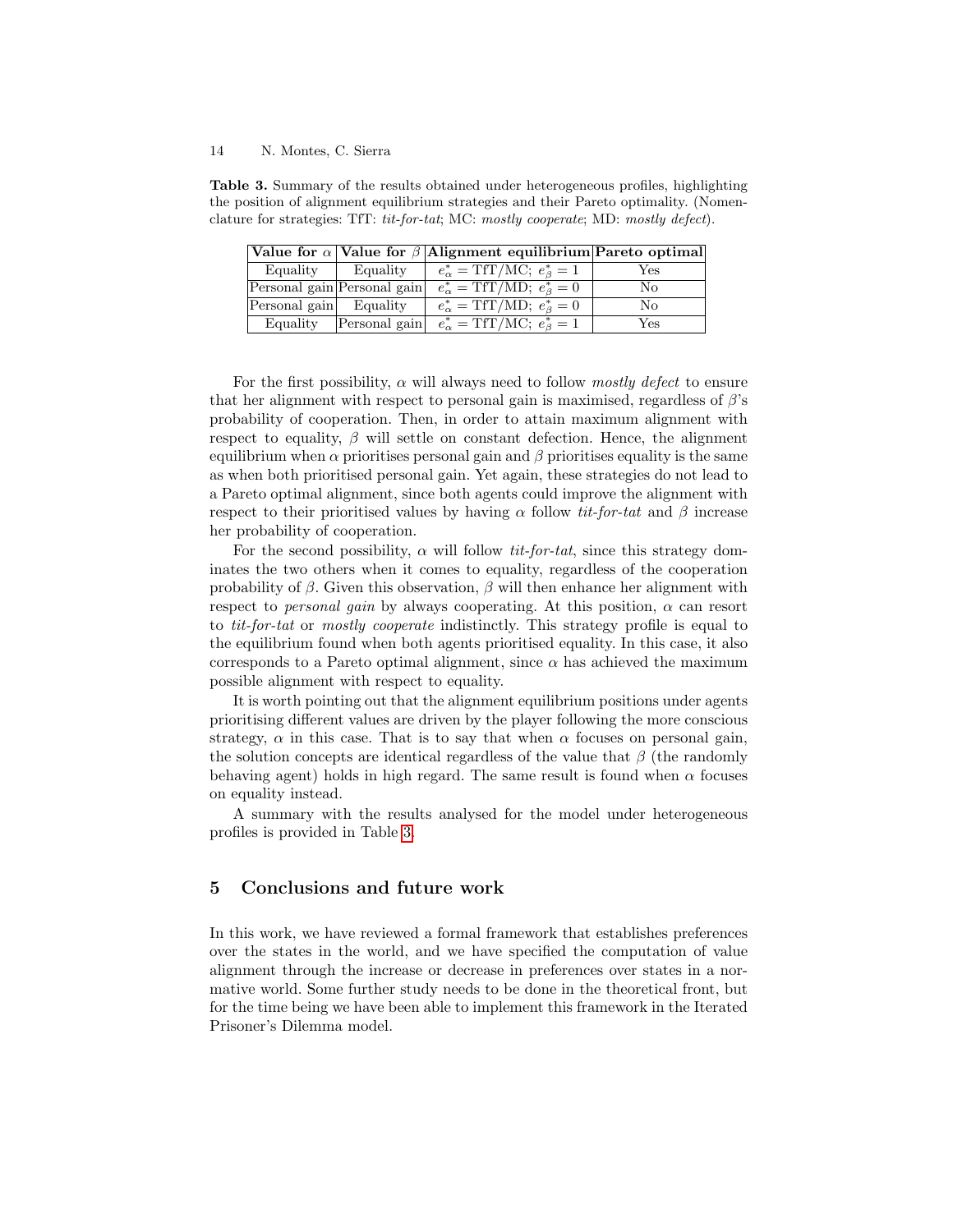**Table 3.** Summary of the results obtained under heterogeneous profiles, highlighting the position of alignment equilibrium strategies and their Pareto optimality. (Nomenclature for strategies: TfT: *tit-for-tat*; MC: *mostly cooperate*; MD: *mostly defect*).

| Value for $\alpha$ | Value for $\beta$ | Alignment equilibrium | Pareto optimal |
|---|---|---|---|
| Equality | Equality | $e^*_\alpha = \text{TfT/MC};\ e^*_\beta = 1$ | Yes |
| Personal gain | Personal gain | $e^*_\alpha = \text{TfT/MD};\ e^*_\beta = 0$ | No |
| Personal gain | Equality | $e^*_\alpha = \text{TfT/MD};\ e^*_\beta = 0$ | No |
| Equality | Personal gain | $e^*_\alpha = \text{TfT/MC};\ e^*_\beta = 1$ | Yes |

For the first possibility, $\alpha$ will always need to follow *mostly defect* to ensure that her alignment with respect to personal gain is maximised, regardless of $\beta$'s probability of cooperation. Then, in order to attain maximum alignment with respect to equality, $\beta$ will settle on constant defection. Hence, the alignment equilibrium when $\alpha$ prioritises personal gain and $\beta$ prioritises equality is the same as when both prioritised personal gain. Yet again, these strategies do not lead to a Pareto optimal alignment, since both agents could improve the alignment with respect to their prioritised values by having $\alpha$ follow *tit-for-tat* and $\beta$ increase her probability of cooperation.

For the second possibility, $\alpha$ will follow *tit-for-tat*, since this strategy dominates the two others when it comes to equality, regardless of the cooperation probability of $\beta$. Given this observation, $\beta$ will then enhance her alignment with respect to *personal gain* by always cooperating. At this position, $\alpha$ can resort to *tit-for-tat* or *mostly cooperate* indistinctly. This strategy profile is equal to the equilibrium found when both agents prioritised equality. In this case, it also corresponds to a Pareto optimal alignment, since $\alpha$ has achieved the maximum possible alignment with respect to equality.

It is worth pointing out that the alignment equilibrium positions under agents prioritising different values are driven by the player following the more conscious strategy, $\alpha$ in this case. That is to say that when $\alpha$ focuses on personal gain, the solution concepts are identical regardless of the value that $\beta$ (the randomly behaving agent) holds in high regard. The same result is found when $\alpha$ focuses on equality instead.

A summary with the results analysed for the model under heterogeneous profiles is provided in Table 3.

## 5 Conclusions and future work

In this work, we have reviewed a formal framework that establishes preferences over the states in the world, and we have specified the computation of value alignment through the increase or decrease in preferences over states in a normative world. Some further study needs to be done in the theoretical front, but for the time being we have been able to implement this framework in the Iterated Prisoner's Dilemma model.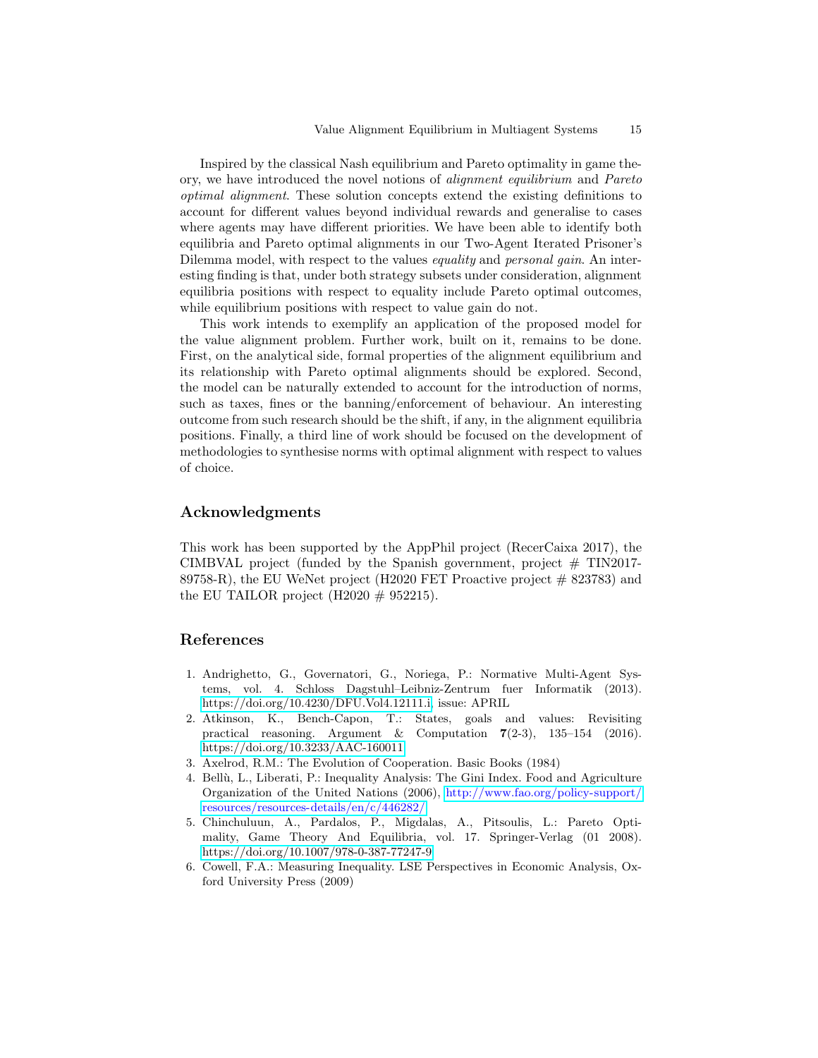Inspired by the classical Nash equilibrium and Pareto optimality in game theory, we have introduced the novel notions of *alignment equilibrium* and *Pareto optimal alignment*. These solution concepts extend the existing definitions to account for different values beyond individual rewards and generalise to cases where agents may have different priorities. We have been able to identify both equilibria and Pareto optimal alignments in our Two-Agent Iterated Prisoner's Dilemma model, with respect to the values *equality* and *personal gain*. An interesting finding is that, under both strategy subsets under consideration, alignment equilibria positions with respect to equality include Pareto optimal outcomes, while equilibrium positions with respect to value gain do not.

This work intends to exemplify an application of the proposed model for the value alignment problem. Further work, built on it, remains to be done. First, on the analytical side, formal properties of the alignment equilibrium and its relationship with Pareto optimal alignments should be explored. Second, the model can be naturally extended to account for the introduction of norms, such as taxes, fines or the banning/enforcement of behaviour. An interesting outcome from such research should be the shift, if any, in the alignment equilibria positions. Finally, a third line of work should be focused on the development of methodologies to synthesise norms with optimal alignment with respect to values of choice.

## Acknowledgments

This work has been supported by the AppPhil project (RecerCaixa 2017), the CIMBVAL project (funded by the Spanish government, project # TIN2017-89758-R), the EU WeNet project (H2020 FET Proactive project # 823783) and the EU TAILOR project (H2020 # 952215).

## References

1. Andrighetto, G., Governatori, G., Noriega, P.: Normative Multi-Agent Systems, vol. 4. Schloss Dagstuhl–Leibniz-Zentrum fuer Informatik (2013). https://doi.org/10.4230/DFU.Vol4.12111.i, issue: APRIL
2. Atkinson, K., Bench-Capon, T.: States, goals and values: Revisiting practical reasoning. Argument & Computation **7**(2-3), 135–154 (2016). https://doi.org/10.3233/AAC-160011
3. Axelrod, R.M.: The Evolution of Cooperation. Basic Books (1984)
4. Bellù, L., Liberati, P.: Inequality Analysis: The Gini Index. Food and Agriculture Organization of the United Nations (2006), http://www.fao.org/policy-support/resources/resources-details/en/c/446282/
5. Chinchuluun, A., Pardalos, P., Migdalas, A., Pitsoulis, L.: Pareto Optimality, Game Theory And Equilibria, vol. 17. Springer-Verlag (01 2008). https://doi.org/10.1007/978-0-387-77247-9
6. Cowell, F.A.: Measuring Inequality. LSE Perspectives in Economic Analysis, Oxford University Press (2009)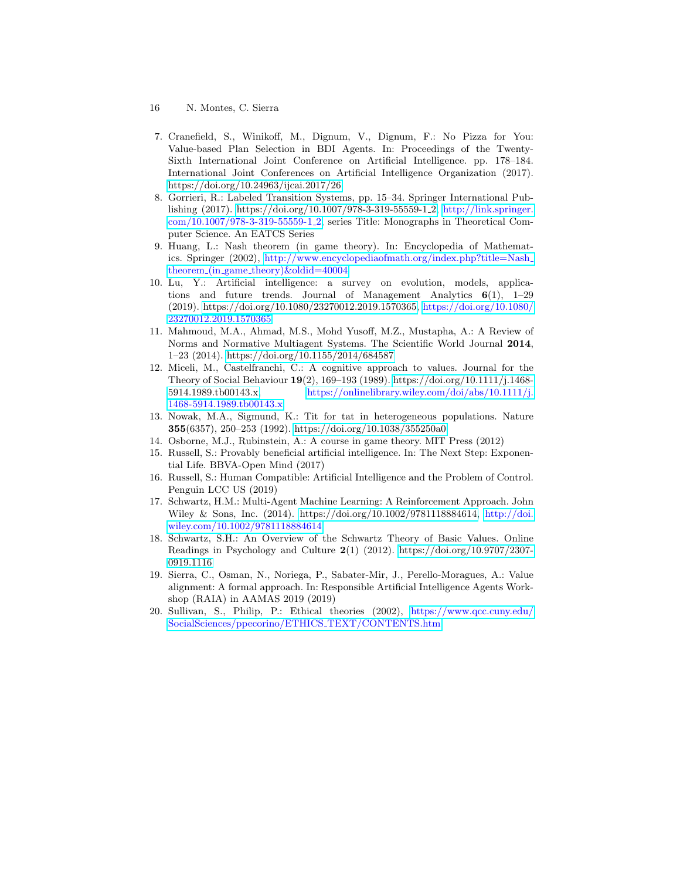7. Cranefield, S., Winikoff, M., Dignum, V., Dignum, F.: No Pizza for You: Value-based Plan Selection in BDI Agents. In: Proceedings of the Twenty-Sixth International Joint Conference on Artificial Intelligence. pp. 178–184. International Joint Conferences on Artificial Intelligence Organization (2017). https://doi.org/10.24963/ijcai.2017/26
8. Gorrieri, R.: Labeled Transition Systems, pp. 15–34. Springer International Publishing (2017). https://doi.org/10.1007/978-3-319-55559-1_2, http://link.springer.com/10.1007/978-3-319-55559-1_2, series Title: Monographs in Theoretical Computer Science. An EATCS Series
9. Huang, L.: Nash theorem (in game theory). In: Encyclopedia of Mathematics. Springer (2002), http://www.encyclopediaofmath.org/index.php?title=Nash_theorem_(in_game_theory)&oldid=40004
10. Lu, Y.: Artificial intelligence: a survey on evolution, models, applications and future trends. Journal of Management Analytics **6**(1), 1–29 (2019). https://doi.org/10.1080/23270012.2019.1570365, https://doi.org/10.1080/23270012.2019.1570365
11. Mahmoud, M.A., Ahmad, M.S., Mohd Yusoff, M.Z., Mustapha, A.: A Review of Norms and Normative Multiagent Systems. The Scientific World Journal **2014**, 1–23 (2014). https://doi.org/10.1155/2014/684587
12. Miceli, M., Castelfranchi, C.: A cognitive approach to values. Journal for the Theory of Social Behaviour **19**(2), 169–193 (1989). https://doi.org/10.1111/j.1468-5914.1989.tb00143.x, https://onlinelibrary.wiley.com/doi/abs/10.1111/j.1468-5914.1989.tb00143.x
13. Nowak, M.A., Sigmund, K.: Tit for tat in heterogeneous populations. Nature **355**(6357), 250–253 (1992). https://doi.org/10.1038/355250a0
14. Osborne, M.J., Rubinstein, A.: A course in game theory. MIT Press (2012)
15. Russell, S.: Provably beneficial artificial intelligence. In: The Next Step: Exponential Life. BBVA-Open Mind (2017)
16. Russell, S.: Human Compatible: Artificial Intelligence and the Problem of Control. Penguin LCC US (2019)
17. Schwartz, H.M.: Multi-Agent Machine Learning: A Reinforcement Approach. John Wiley & Sons, Inc. (2014). https://doi.org/10.1002/9781118884614, http://doi.wiley.com/10.1002/9781118884614
18. Schwartz, S.H.: An Overview of the Schwartz Theory of Basic Values. Online Readings in Psychology and Culture **2**(1) (2012). https://doi.org/10.9707/2307-0919.1116
19. Sierra, C., Osman, N., Noriega, P., Sabater-Mir, J., Perello-Moragues, A.: Value alignment: A formal approach. In: Responsible Artificial Intelligence Agents Workshop (RAIA) in AAMAS 2019 (2019)
20. Sullivan, S., Philip, P.: Ethical theories (2002), https://www.qcc.cuny.edu/SocialSciences/ppecorino/ETHICS_TEXT/CONTENTS.htm